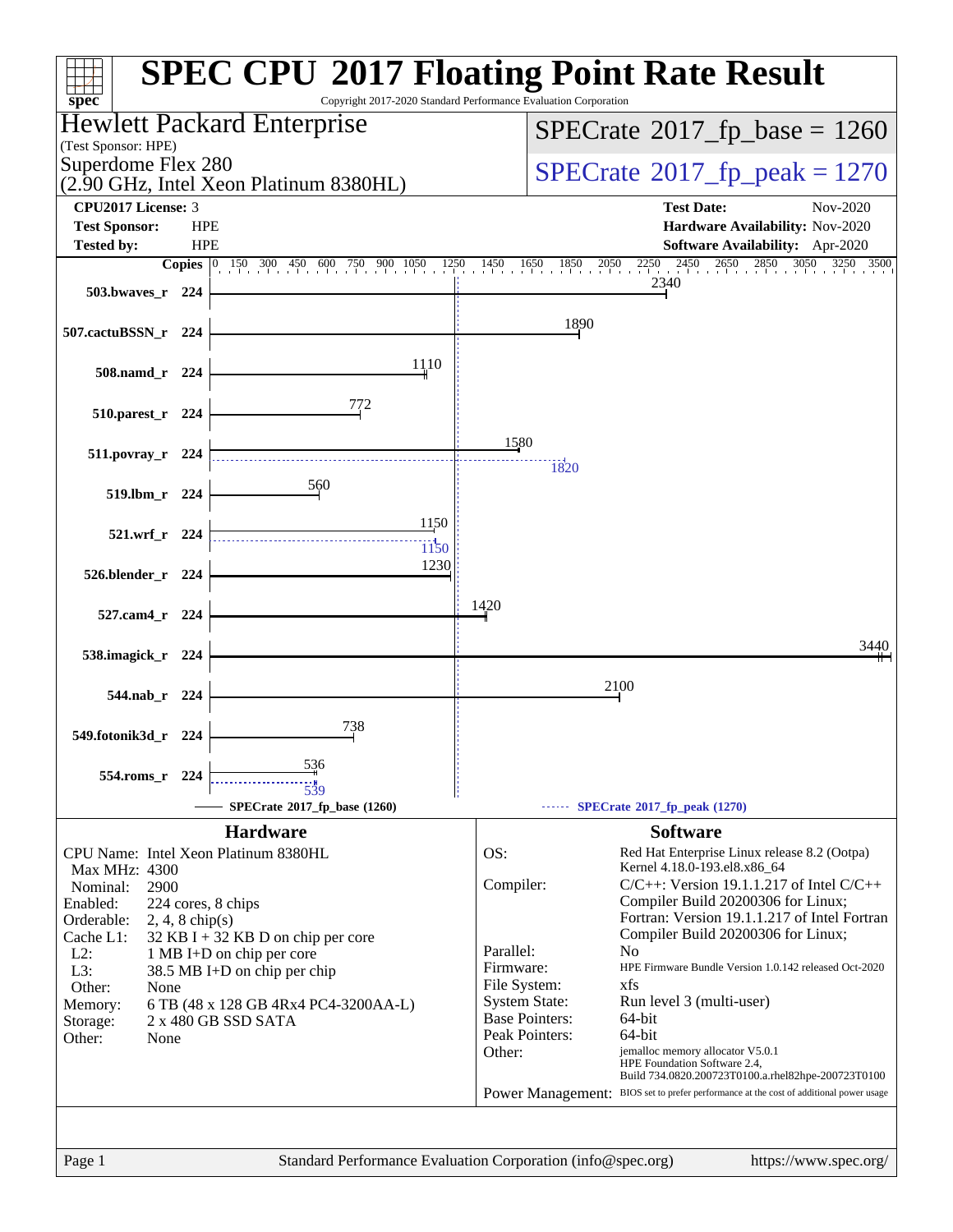# SPEC CPU 2017 Floating Point Rate Result

Copyright 2017-2020 Standard Performance Evaluation Corporation

**Hewlett Packard Enterprise**
(Test Sponsor: HPE)
Superdome Flex 280
(2.90 GHz, Intel Xeon Platinum 8380HL)

SPECrate 2017_fp_base = 1260

SPECrate 2017_fp_peak = 1270

| | | | |
|---|---|---|---|
| **CPU2017 License:** | 3 | **Test Date:** | Nov-2020 |
| **Test Sponsor:** | HPE | **Hardware Availability:** | Nov-2020 |
| **Tested by:** | HPE | **Software Availability:** | Apr-2020 |

| Benchmark | Copies | SPECrate 2017_fp_base (1260) | SPECrate 2017_fp_peak (1270) |
|---|---|---|---|
| 503.bwaves_r | 224 | 2340 | |
| 507.cactuBSSN_r | 224 | 1890 | |
| 508.namd_r | 224 | 1110 | |
| 510.parest_r | 224 | 772 | |
| 511.povray_r | 224 | 1580 | 1820 |
| 519.lbm_r | 224 | 560 | |
| 521.wrf_r | 224 | 1150 | 1150 |
| 526.blender_r | 224 | 1230 | |
| 527.cam4_r | 224 | 1420 | |
| 538.imagick_r | 224 | 3440 | |
| 544.nab_r | 224 | 2100 | |
| 549.fotonik3d_r | 224 | 738 | |
| 554.roms_r | 224 | 536 | 539 |

## Hardware

- CPU Name: Intel Xeon Platinum 8380HL
- Max MHz: 4300
- Nominal: 2900
- Enabled: 224 cores, 8 chips
- Orderable: 2, 4, 8 chip(s)
- Cache L1: 32 KB I + 32 KB D on chip per core
- L2: 1 MB I+D on chip per core
- L3: 38.5 MB I+D on chip per chip
- Other: None
- Memory: 6 TB (48 x 128 GB 4Rx4 PC4-3200AA-L)
- Storage: 2 x 480 GB SSD SATA
- Other: None

## Software

- OS: Red Hat Enterprise Linux release 8.2 (Ootpa) Kernel 4.18.0-193.el8.x86_64
- Compiler: C/C++: Version 19.1.1.217 of Intel C/C++ Compiler Build 20200306 for Linux; Fortran: Version 19.1.1.217 of Intel Fortran Compiler Build 20200306 for Linux;
- Parallel: No
- Firmware: HPE Firmware Bundle Version 1.0.142 released Oct-2020
- File System: xfs
- System State: Run level 3 (multi-user)
- Base Pointers: 64-bit
- Peak Pointers: 64-bit
- Other: jemalloc memory allocator V5.0.1 HPE Foundation Software 2.4, Build 734.0820.200723T0100.a.rhel82hpe-200723T0100
- Power Management: BIOS set to prefer performance at the cost of additional power usage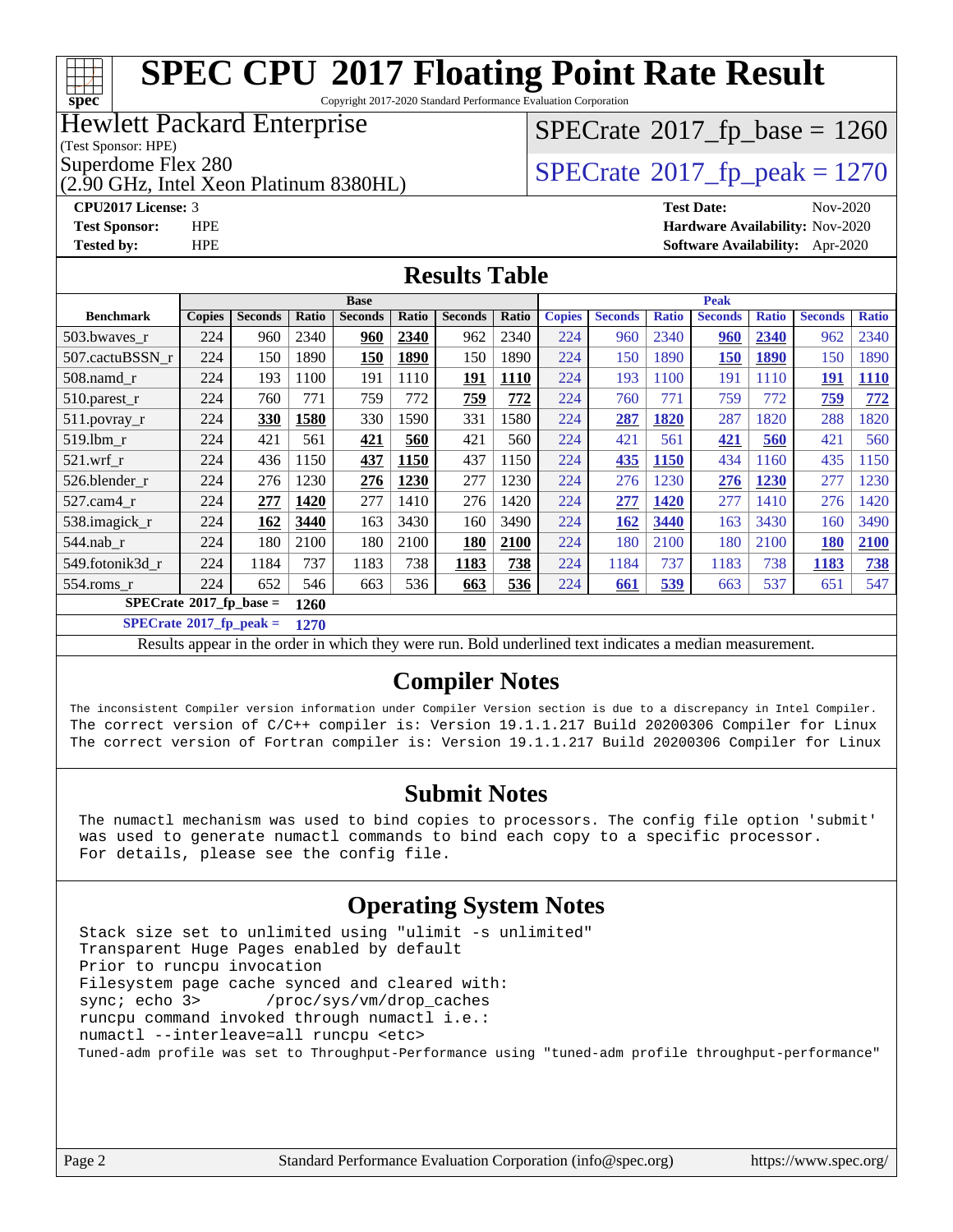# SPEC CPU 2017 Floating Point Rate Result

Copyright 2017-2020 Standard Performance Evaluation Corporation

**Hewlett Packard Enterprise**
(Test Sponsor: HPE)
Superdome Flex 280
(2.90 GHz, Intel Xeon Platinum 8380HL)

SPECrate 2017_fp_base = 1260
SPECrate 2017_fp_peak = 1270

**CPU2017 License:** 3
**Test Sponsor:** HPE
**Tested by:** HPE

**Test Date:** Nov-2020
**Hardware Availability:** Nov-2020
**Software Availability:** Apr-2020

## Results Table

| | Base | | | | | | | Peak | | | | | | |
|---|---|---|---|---|---|---|---|---|---|---|---|---|---|---|
| **Benchmark** | **Copies** | **Seconds** | **Ratio** | **Seconds** | **Ratio** | **Seconds** | **Ratio** | **Copies** | **Seconds** | **Ratio** | **Seconds** | **Ratio** | **Seconds** | **Ratio** |
| 503.bwaves_r | 224 | 960 | 2340 | **960** | **2340** | 962 | 2340 | 224 | 960 | 2340 | **960** | **2340** | 962 | 2340 |
| 507.cactuBSSN_r | 224 | 150 | 1890 | **150** | **1890** | 150 | 1890 | 224 | 150 | 1890 | **150** | **1890** | 150 | 1890 |
| 508.namd_r | 224 | 193 | 1100 | 191 | 1110 | **191** | **1110** | 224 | 193 | 1100 | 191 | 1110 | **191** | **1110** |
| 510.parest_r | 224 | 760 | 771 | 759 | 772 | **759** | **772** | 224 | 760 | 771 | 759 | 772 | **759** | **772** |
| 511.povray_r | 224 | **330** | **1580** | 330 | 1590 | 331 | 1580 | 224 | **287** | **1820** | 287 | 1820 | 288 | 1820 |
| 519.lbm_r | 224 | 421 | 561 | **421** | **560** | 421 | 560 | 224 | 421 | 561 | **421** | **560** | 421 | 560 |
| 521.wrf_r | 224 | 436 | 1150 | **437** | **1150** | 437 | 1150 | 224 | **435** | **1150** | 434 | 1160 | 435 | 1150 |
| 526.blender_r | 224 | 276 | 1230 | **276** | **1230** | 277 | 1230 | 224 | 276 | 1230 | **276** | **1230** | 277 | 1230 |
| 527.cam4_r | 224 | **277** | **1420** | 277 | 1410 | 276 | 1420 | 224 | **277** | **1420** | 277 | 1410 | 276 | 1420 |
| 538.imagick_r | 224 | **162** | **3440** | 163 | 3430 | 160 | 3490 | 224 | **162** | **3440** | 163 | 3430 | 160 | 3490 |
| 544.nab_r | 224 | 180 | 2100 | 180 | 2100 | **180** | **2100** | 224 | 180 | 2100 | 180 | 2100 | **180** | **2100** |
| 549.fotonik3d_r | 224 | 1184 | 737 | 1183 | 738 | **1183** | **738** | 224 | 1184 | 737 | 1183 | 738 | **1183** | **738** |
| 554.roms_r | 224 | 652 | 546 | 663 | 536 | **663** | **536** | 224 | **661** | **539** | 663 | 537 | 651 | 547 |

**SPECrate 2017_fp_base = 1260**

**SPECrate 2017_fp_peak = 1270**

Results appear in the order in which they were run. Bold underlined text indicates a median measurement.

## Compiler Notes

```
The inconsistent Compiler version information under Compiler Version section is due to a discrepancy in Intel Compiler.
The correct version of C/C++ compiler is: Version 19.1.1.217 Build 20200306 Compiler for Linux
The correct version of Fortran compiler is: Version 19.1.1.217 Build 20200306 Compiler for Linux
```

## Submit Notes

```
The numactl mechanism was used to bind copies to processors. The config file option 'submit'
was used to generate numactl commands to bind each copy to a specific processor.
For details, please see the config file.
```

## Operating System Notes

```
Stack size set to unlimited using "ulimit -s unlimited"
Transparent Huge Pages enabled by default
Prior to runcpu invocation
Filesystem page cache synced and cleared with:
sync; echo 3>       /proc/sys/vm/drop_caches
runcpu command invoked through numactl i.e.:
numactl --interleave=all runcpu <etc>
Tuned-adm profile was set to Throughput-Performance using "tuned-adm profile throughput-performance"
```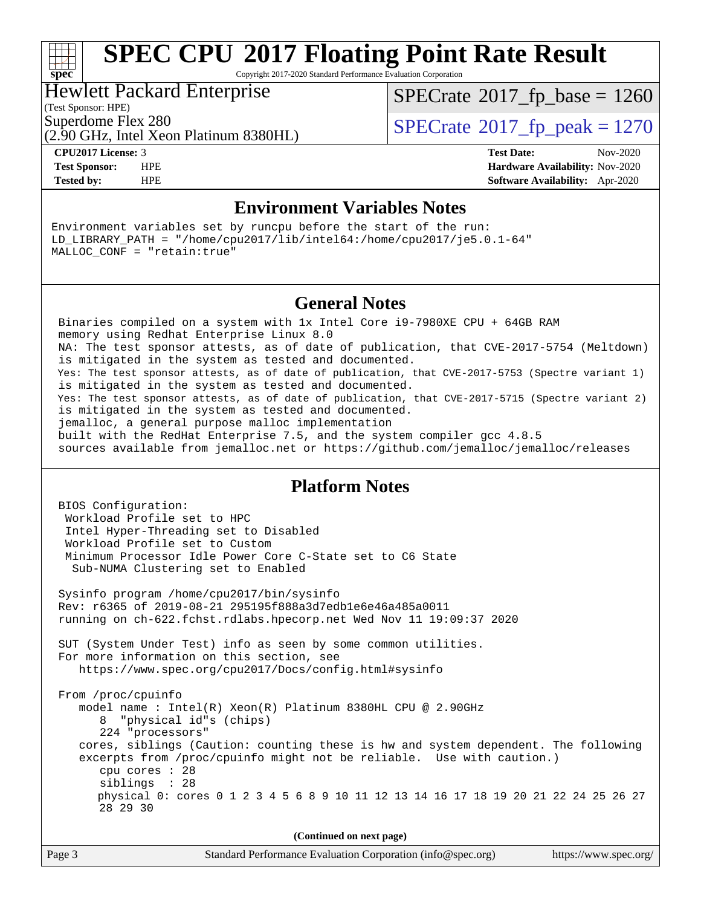# SPEC CPU 2017 Floating Point Rate Result

Copyright 2017-2020 Standard Performance Evaluation Corporation

**Hewlett Packard Enterprise**
(Test Sponsor: HPE)
Superdome Flex 280
(2.90 GHz, Intel Xeon Platinum 8380HL)

SPECrate 2017_fp_base = 1260
SPECrate 2017_fp_peak = 1270

**CPU2017 License:** 3
**Test Sponsor:** HPE
**Tested by:** HPE

**Test Date:** Nov-2020
**Hardware Availability:** Nov-2020
**Software Availability:** Apr-2020

## Environment Variables Notes

```
Environment variables set by runcpu before the start of the run:
LD_LIBRARY_PATH = "/home/cpu2017/lib/intel64:/home/cpu2017/je5.0.1-64"
MALLOC_CONF = "retain:true"
```

## General Notes

```
Binaries compiled on a system with 1x Intel Core i9-7980XE CPU + 64GB RAM
memory using Redhat Enterprise Linux 8.0
NA: The test sponsor attests, as of date of publication, that CVE-2017-5754 (Meltdown)
is mitigated in the system as tested and documented.
Yes: The test sponsor attests, as of date of publication, that CVE-2017-5753 (Spectre variant 1)
is mitigated in the system as tested and documented.
Yes: The test sponsor attests, as of date of publication, that CVE-2017-5715 (Spectre variant 2)
is mitigated in the system as tested and documented.
jemalloc, a general purpose malloc implementation
built with the RedHat Enterprise 7.5, and the system compiler gcc 4.8.5
sources available from jemalloc.net or https://github.com/jemalloc/jemalloc/releases
```

## Platform Notes

```
BIOS Configuration:
 Workload Profile set to HPC
 Intel Hyper-Threading set to Disabled
 Workload Profile set to Custom
 Minimum Processor Idle Power Core C-State set to C6 State
  Sub-NUMA Clustering set to Enabled

Sysinfo program /home/cpu2017/bin/sysinfo
Rev: r6365 of 2019-08-21 295195f888a3d7edb1e6e46a485a0011
running on ch-622.fchst.rdlabs.hpecorp.net Wed Nov 11 19:09:37 2020

SUT (System Under Test) info as seen by some common utilities.
For more information on this section, see
   https://www.spec.org/cpu2017/Docs/config.html#sysinfo

From /proc/cpuinfo
   model name : Intel(R) Xeon(R) Platinum 8380HL CPU @ 2.90GHz
      8  "physical id"s (chips)
      224 "processors"
   cores, siblings (Caution: counting these is hw and system dependent. The following
   excerpts from /proc/cpuinfo might not be reliable.  Use with caution.)
      cpu cores : 28
      siblings  : 28
      physical 0: cores 0 1 2 3 4 5 6 8 9 10 11 12 13 14 16 17 18 19 20 21 22 24 25 26 27
      28 29 30
```

(Continued on next page)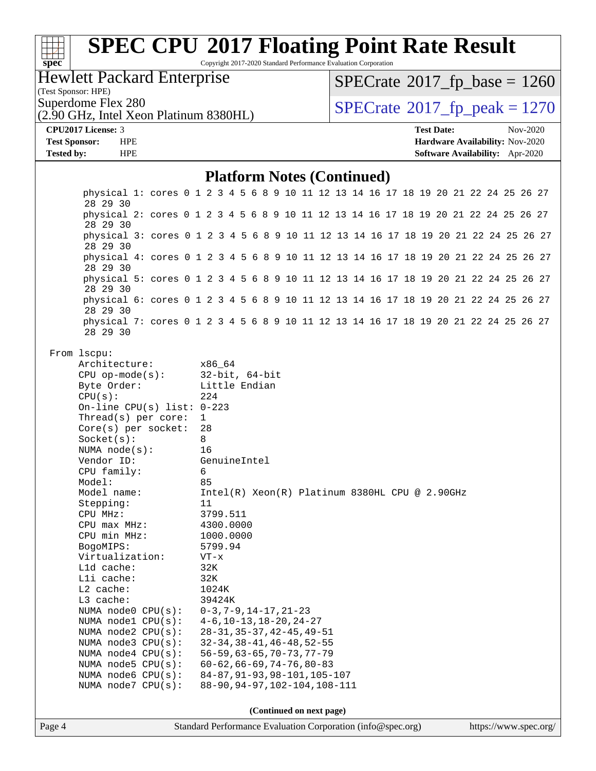# SPEC CPU 2017 Floating Point Rate Result

Copyright 2017-2020 Standard Performance Evaluation Corporation

**Hewlett Packard Enterprise**
(Test Sponsor: HPE)
Superdome Flex 280
(2.90 GHz, Intel Xeon Platinum 8380HL)

SPECrate 2017_fp_base = 1260
SPECrate 2017_fp_peak = 1270

**CPU2017 License:** 3
**Test Sponsor:** HPE
**Tested by:** HPE

**Test Date:** Nov-2020
**Hardware Availability:** Nov-2020
**Software Availability:** Apr-2020

## Platform Notes (Continued)

```
        physical 1: cores 0 1 2 3 4 5 6 8 9 10 11 12 13 14 16 17 18 19 20 21 22 24 25 26 27
        28 29 30
        physical 2: cores 0 1 2 3 4 5 6 8 9 10 11 12 13 14 16 17 18 19 20 21 22 24 25 26 27
        28 29 30
        physical 3: cores 0 1 2 3 4 5 6 8 9 10 11 12 13 14 16 17 18 19 20 21 22 24 25 26 27
        28 29 30
        physical 4: cores 0 1 2 3 4 5 6 8 9 10 11 12 13 14 16 17 18 19 20 21 22 24 25 26 27
        28 29 30
        physical 5: cores 0 1 2 3 4 5 6 8 9 10 11 12 13 14 16 17 18 19 20 21 22 24 25 26 27
        28 29 30
        physical 6: cores 0 1 2 3 4 5 6 8 9 10 11 12 13 14 16 17 18 19 20 21 22 24 25 26 27
        28 29 30
        physical 7: cores 0 1 2 3 4 5 6 8 9 10 11 12 13 14 16 17 18 19 20 21 22 24 25 26 27
        28 29 30

   From lscpu:
        Architecture:        x86_64
        CPU op-mode(s):      32-bit, 64-bit
        Byte Order:          Little Endian
        CPU(s):              224
        On-line CPU(s) list: 0-223
        Thread(s) per core:  1
        Core(s) per socket:  28
        Socket(s):           8
        NUMA node(s):        16
        Vendor ID:           GenuineIntel
        CPU family:          6
        Model:               85
        Model name:          Intel(R) Xeon(R) Platinum 8380HL CPU @ 2.90GHz
        Stepping:            11
        CPU MHz:             3799.511
        CPU max MHz:         4300.0000
        CPU min MHz:         1000.0000
        BogoMIPS:            5799.94
        Virtualization:      VT-x
        L1d cache:           32K
        L1i cache:           32K
        L2 cache:            1024K
        L3 cache:            39424K
        NUMA node0 CPU(s):   0-3,7-9,14-17,21-23
        NUMA node1 CPU(s):   4-6,10-13,18-20,24-27
        NUMA node2 CPU(s):   28-31,35-37,42-45,49-51
        NUMA node3 CPU(s):   32-34,38-41,46-48,52-55
        NUMA node4 CPU(s):   56-59,63-65,70-73,77-79
        NUMA node5 CPU(s):   60-62,66-69,74-76,80-83
        NUMA node6 CPU(s):   84-87,91-93,98-101,105-107
        NUMA node7 CPU(s):   88-90,94-97,102-104,108-111
```

**(Continued on next page)**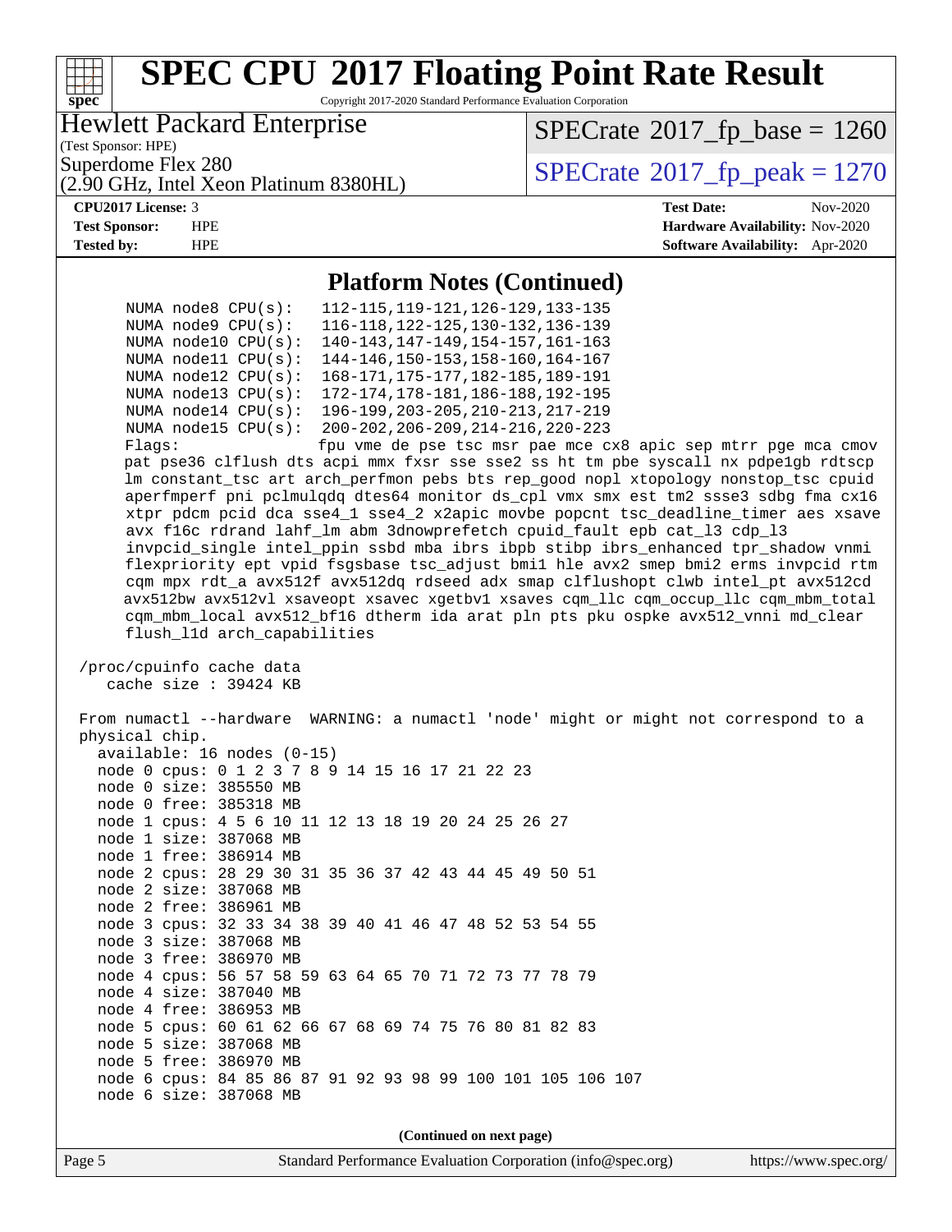## Platform Notes (Continued)

```
NUMA node8 CPU(s):   112-115,119-121,126-129,133-135
NUMA node9 CPU(s):   116-118,122-125,130-132,136-139
NUMA node10 CPU(s):  140-143,147-149,154-157,161-163
NUMA node11 CPU(s):  144-146,150-153,158-160,164-167
NUMA node12 CPU(s):  168-171,175-177,182-185,189-191
NUMA node13 CPU(s):  172-174,178-181,186-188,192-195
NUMA node14 CPU(s):  196-199,203-205,210-213,217-219
NUMA node15 CPU(s):  200-202,206-209,214-216,220-223
Flags:               fpu vme de pse tsc msr pae mce cx8 apic sep mtrr pge mca cmov
pat pse36 clflush dts acpi mmx fxsr sse sse2 ss ht tm pbe syscall nx pdpe1gb rdtscp
lm constant_tsc art arch_perfmon pebs bts rep_good nopl xtopology nonstop_tsc cpuid
aperfmperf pni pclmulqdq dtes64 monitor ds_cpl vmx smx est tm2 ssse3 sdbg fma cx16
xtpr pdcm pcid dca sse4_1 sse4_2 x2apic movbe popcnt tsc_deadline_timer aes xsave
avx f16c rdrand lahf_lm abm 3dnowprefetch cpuid_fault epb cat_l3 cdp_l3
invpcid_single intel_ppin ssbd mba ibrs ibpb stibp ibrs_enhanced tpr_shadow vnmi
flexpriority ept vpid fsgsbase tsc_adjust bmi1 hle avx2 smep bmi2 erms invpcid rtm
cqm mpx rdt_a avx512f avx512dq rdseed adx smap clflushopt clwb intel_pt avx512cd
avx512bw avx512vl xsaveopt xsavec xgetbv1 xsaves cqm_llc cqm_occup_llc cqm_mbm_total
cqm_mbm_local avx512_bf16 dtherm ida arat pln pts pku ospke avx512_vnni md_clear
flush_l1d arch_capabilities

/proc/cpuinfo cache data
   cache size : 39424 KB

From numactl --hardware  WARNING: a numactl 'node' might or might not correspond to a
physical chip.
  available: 16 nodes (0-15)
  node 0 cpus: 0 1 2 3 7 8 9 14 15 16 17 21 22 23
  node 0 size: 385550 MB
  node 0 free: 385318 MB
  node 1 cpus: 4 5 6 10 11 12 13 18 19 20 24 25 26 27
  node 1 size: 387068 MB
  node 1 free: 386914 MB
  node 2 cpus: 28 29 30 31 35 36 37 42 43 44 45 49 50 51
  node 2 size: 387068 MB
  node 2 free: 386961 MB
  node 3 cpus: 32 33 34 38 39 40 41 46 47 48 52 53 54 55
  node 3 size: 387068 MB
  node 3 free: 386970 MB
  node 4 cpus: 56 57 58 59 63 64 65 70 71 72 73 77 78 79
  node 4 size: 387040 MB
  node 4 free: 386953 MB
  node 5 cpus: 60 61 62 66 67 68 69 74 75 76 80 81 82 83
  node 5 size: 387068 MB
  node 5 free: 386970 MB
  node 6 cpus: 84 85 86 87 91 92 93 98 99 100 101 105 106 107
  node 6 size: 387068 MB
```

(Continued on next page)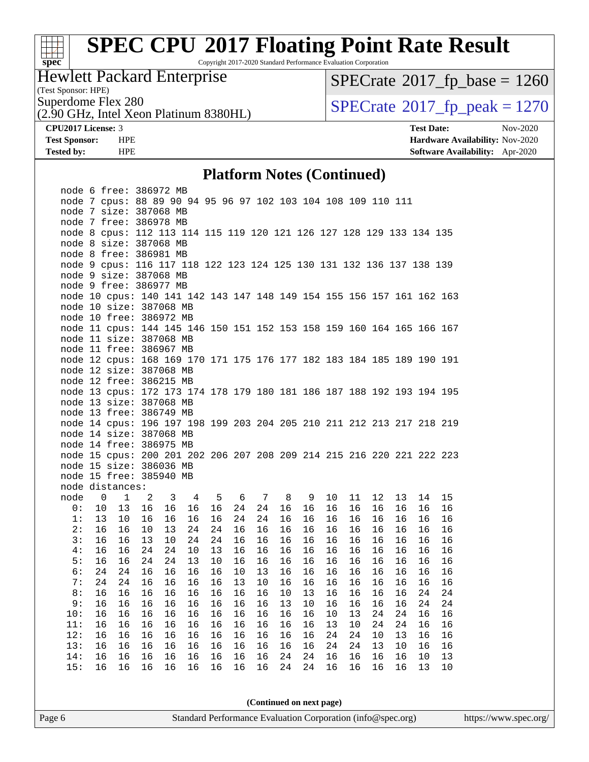# SPEC CPU 2017 Floating Point Rate Result

Copyright 2017-2020 Standard Performance Evaluation Corporation

**Hewlett Packard Enterprise**
(Test Sponsor: HPE)
Superdome Flex 280
(2.90 GHz, Intel Xeon Platinum 8380HL)

SPECrate 2017_fp_base = 1260
SPECrate 2017_fp_peak = 1270

**CPU2017 License:** 3
**Test Sponsor:** HPE
**Tested by:** HPE

**Test Date:** Nov-2020
**Hardware Availability:** Nov-2020
**Software Availability:** Apr-2020

## Platform Notes (Continued)

```
node 6 free: 386972 MB
node 7 cpus: 88 89 90 94 95 96 97 102 103 104 108 109 110 111
node 7 size: 387068 MB
node 7 free: 386978 MB
node 8 cpus: 112 113 114 115 119 120 121 126 127 128 129 133 134 135
node 8 size: 387068 MB
node 8 free: 386981 MB
node 9 cpus: 116 117 118 122 123 124 125 130 131 132 136 137 138 139
node 9 size: 387068 MB
node 9 free: 386977 MB
node 10 cpus: 140 141 142 143 147 148 149 154 155 156 157 161 162 163
node 10 size: 387068 MB
node 10 free: 386972 MB
node 11 cpus: 144 145 146 150 151 152 153 158 159 160 164 165 166 167
node 11 size: 387068 MB
node 11 free: 386967 MB
node 12 cpus: 168 169 170 171 175 176 177 182 183 184 185 189 190 191
node 12 size: 387068 MB
node 12 free: 386215 MB
node 13 cpus: 172 173 174 178 179 180 181 186 187 188 192 193 194 195
node 13 size: 387068 MB
node 13 free: 386749 MB
node 14 cpus: 196 197 198 199 203 204 205 210 211 212 213 217 218 219
node 14 size: 387068 MB
node 14 free: 386975 MB
node 15 cpus: 200 201 202 206 207 208 209 214 215 216 220 221 222 223
node 15 size: 386036 MB
node 15 free: 385940 MB
node distances:
node   0   1   2   3   4   5   6   7   8   9  10  11  12  13  14  15
  0:  10  13  16  16  16  16  24  24  16  16  16  16  16  16  16  16
  1:  13  10  16  16  16  16  24  24  16  16  16  16  16  16  16  16
  2:  16  16  10  13  24  24  16  16  16  16  16  16  16  16  16  16
  3:  16  16  13  10  24  24  16  16  16  16  16  16  16  16  16  16
  4:  16  16  24  24  10  13  16  16  16  16  16  16  16  16  16  16
  5:  16  16  24  24  13  10  16  16  16  16  16  16  16  16  16  16
  6:  24  24  16  16  16  16  10  13  16  16  16  16  16  16  16  16
  7:  24  24  16  16  16  16  13  10  16  16  16  16  16  16  16  16
  8:  16  16  16  16  16  16  16  16  10  13  16  16  16  16  24  24
  9:  16  16  16  16  16  16  16  16  13  10  16  16  16  16  24  24
 10:  16  16  16  16  16  16  16  16  16  16  10  13  24  24  16  16
 11:  16  16  16  16  16  16  16  16  16  16  13  10  24  24  16  16
 12:  16  16  16  16  16  16  16  16  16  16  24  24  10  13  16  16
 13:  16  16  16  16  16  16  16  16  16  16  24  24  13  10  16  16
 14:  16  16  16  16  16  16  16  16  24  24  16  16  16  16  10  13
 15:  16  16  16  16  16  16  16  16  24  24  16  16  16  16  13  10
```

**(Continued on next page)**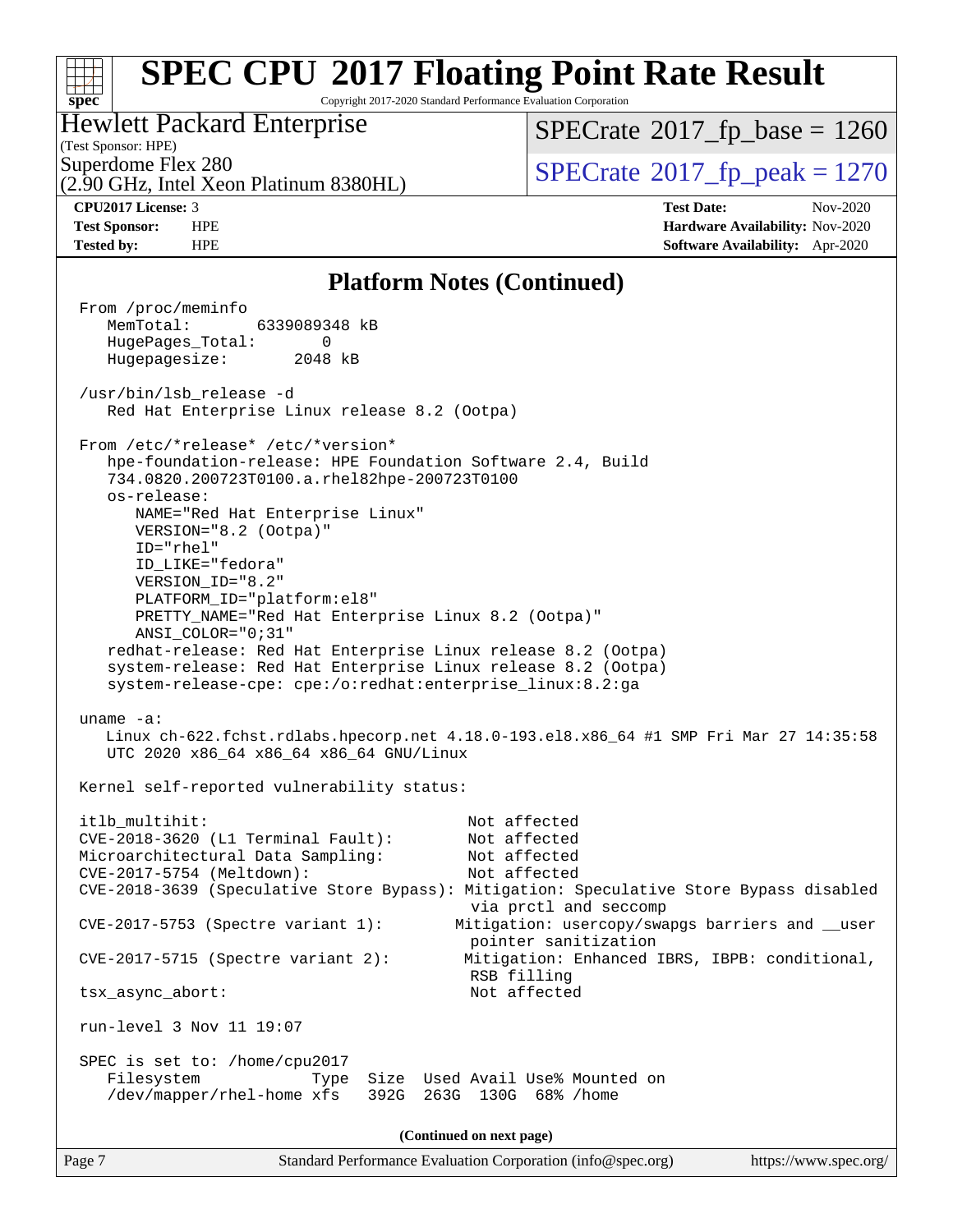## Platform Notes (Continued)

```
From /proc/meminfo
   MemTotal:       6339089348 kB
   HugePages_Total:       0
   Hugepagesize:       2048 kB

/usr/bin/lsb_release -d
   Red Hat Enterprise Linux release 8.2 (Ootpa)

From /etc/*release* /etc/*version*
   hpe-foundation-release: HPE Foundation Software 2.4, Build
   734.0820.200723T0100.a.rhel82hpe-200723T0100
   os-release:
      NAME="Red Hat Enterprise Linux"
      VERSION="8.2 (Ootpa)"
      ID="rhel"
      ID_LIKE="fedora"
      VERSION_ID="8.2"
      PLATFORM_ID="platform:el8"
      PRETTY_NAME="Red Hat Enterprise Linux 8.2 (Ootpa)"
      ANSI_COLOR="0;31"
   redhat-release: Red Hat Enterprise Linux release 8.2 (Ootpa)
   system-release: Red Hat Enterprise Linux release 8.2 (Ootpa)
   system-release-cpe: cpe:/o:redhat:enterprise_linux:8.2:ga

uname -a:
   Linux ch-622.fchst.rdlabs.hpecorp.net 4.18.0-193.el8.x86_64 #1 SMP Fri Mar 27 14:35:58
   UTC 2020 x86_64 x86_64 x86_64 GNU/Linux

Kernel self-reported vulnerability status:

itlb_multihit:                                   Not affected
CVE-2018-3620 (L1 Terminal Fault):               Not affected
Microarchitectural Data Sampling:                Not affected
CVE-2017-5754 (Meltdown):                        Not affected
CVE-2018-3639 (Speculative Store Bypass): Mitigation: Speculative Store Bypass disabled
                                                  via prctl and seccomp
CVE-2017-5753 (Spectre variant 1):              Mitigation: usercopy/swapgs barriers and __user
                                                  pointer sanitization
CVE-2017-5715 (Spectre variant 2):               Mitigation: Enhanced IBRS, IBPB: conditional,
                                                  RSB filling
tsx_async_abort:                                  Not affected

run-level 3 Nov 11 19:07

SPEC is set to: /home/cpu2017
   Filesystem            Type  Size  Used Avail Use% Mounted on
   /dev/mapper/rhel-home xfs   392G  263G  130G  68% /home
```

(Continued on next page)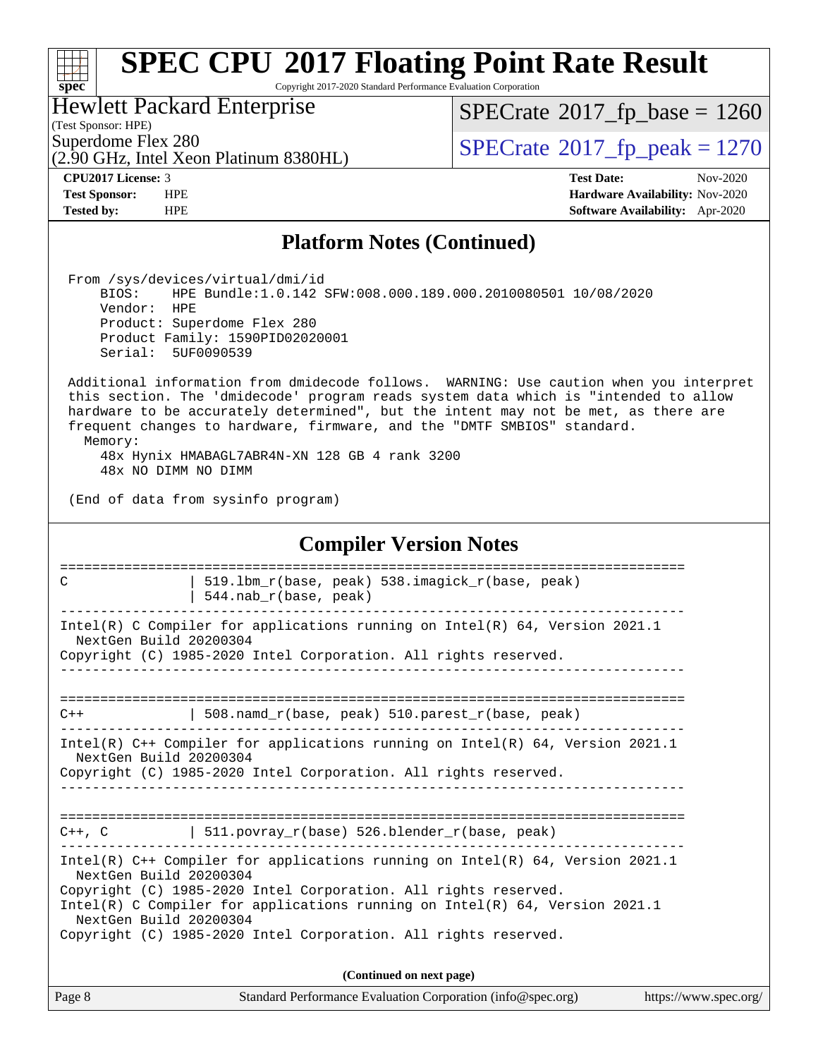## Platform Notes (Continued)

```
From /sys/devices/virtual/dmi/id
    BIOS:    HPE Bundle:1.0.142 SFW:008.000.189.000.2010080501 10/08/2020
    Vendor:  HPE
    Product: Superdome Flex 280
    Product Family: 1590PID02020001
    Serial:  5UF0090539

Additional information from dmidecode follows.  WARNING: Use caution when you interpret
this section. The 'dmidecode' program reads system data which is "intended to allow
hardware to be accurately determined", but the intent may not be met, as there are
frequent changes to hardware, firmware, and the "DMTF SMBIOS" standard.
  Memory:
    48x Hynix HMABAGL7ABR4N-XN 128 GB 4 rank 3200
    48x NO DIMM NO DIMM

(End of data from sysinfo program)
```

## Compiler Version Notes

```
==============================================================================
C               | 519.lbm_r(base, peak) 538.imagick_r(base, peak)
                | 544.nab_r(base, peak)
------------------------------------------------------------------------------
Intel(R) C Compiler for applications running on Intel(R) 64, Version 2021.1
  NextGen Build 20200304
Copyright (C) 1985-2020 Intel Corporation. All rights reserved.
------------------------------------------------------------------------------

==============================================================================
C++             | 508.namd_r(base, peak) 510.parest_r(base, peak)
------------------------------------------------------------------------------
Intel(R) C++ Compiler for applications running on Intel(R) 64, Version 2021.1
  NextGen Build 20200304
Copyright (C) 1985-2020 Intel Corporation. All rights reserved.
------------------------------------------------------------------------------

==============================================================================
C++, C          | 511.povray_r(base) 526.blender_r(base, peak)
------------------------------------------------------------------------------
Intel(R) C++ Compiler for applications running on Intel(R) 64, Version 2021.1
  NextGen Build 20200304
Copyright (C) 1985-2020 Intel Corporation. All rights reserved.
Intel(R) C Compiler for applications running on Intel(R) 64, Version 2021.1
  NextGen Build 20200304
Copyright (C) 1985-2020 Intel Corporation. All rights reserved.
```

**(Continued on next page)**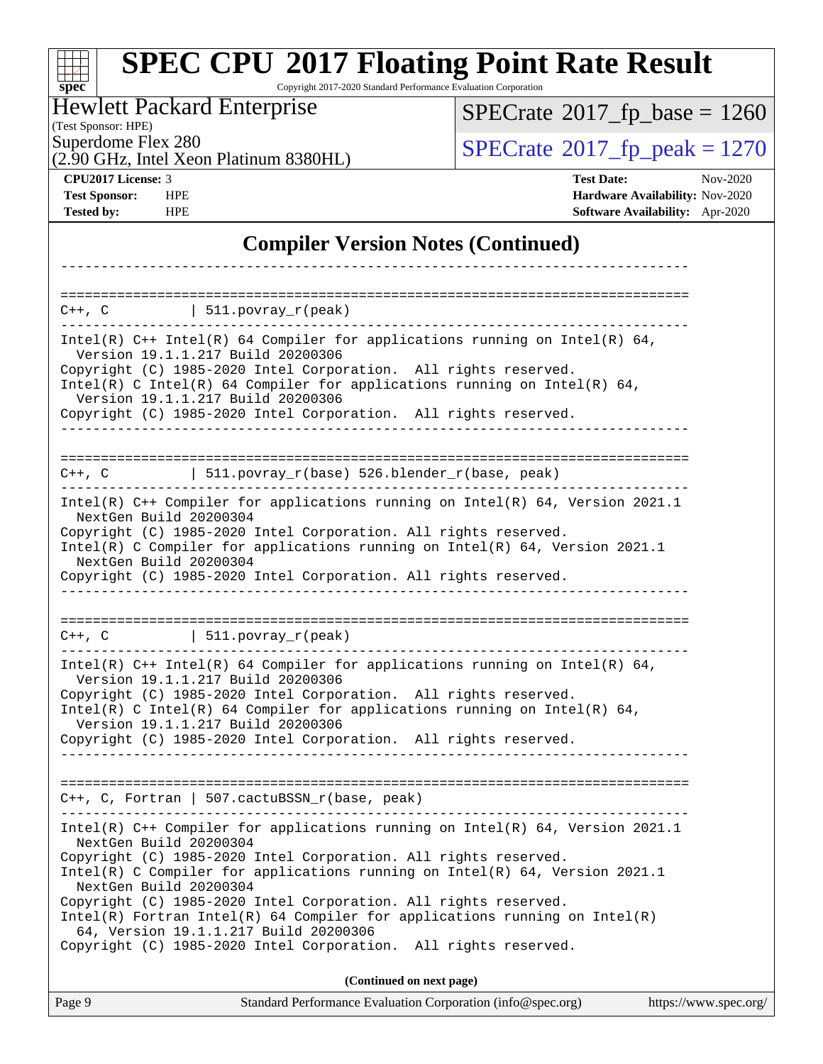# SPEC CPU 2017 Floating Point Rate Result

Copyright 2017-2020 Standard Performance Evaluation Corporation

**Hewlett Packard Enterprise**
(Test Sponsor: HPE)
Superdome Flex 280
(2.90 GHz, Intel Xeon Platinum 8380HL)

SPECrate 2017_fp_base = 1260
SPECrate 2017_fp_peak = 1270

**CPU2017 License:** 3
**Test Sponsor:** HPE
**Tested by:** HPE

**Test Date:** Nov-2020
**Hardware Availability:** Nov-2020
**Software Availability:** Apr-2020

## Compiler Version Notes (Continued)

```
------------------------------------------------------------------------------

==============================================================================
C++, C          | 511.povray_r(peak)
------------------------------------------------------------------------------
Intel(R) C++ Intel(R) 64 Compiler for applications running on Intel(R) 64,
  Version 19.1.1.217 Build 20200306
Copyright (C) 1985-2020 Intel Corporation.  All rights reserved.
Intel(R) C Intel(R) 64 Compiler for applications running on Intel(R) 64,
  Version 19.1.1.217 Build 20200306
Copyright (C) 1985-2020 Intel Corporation.  All rights reserved.
------------------------------------------------------------------------------

==============================================================================
C++, C          | 511.povray_r(base) 526.blender_r(base, peak)
------------------------------------------------------------------------------
Intel(R) C++ Compiler for applications running on Intel(R) 64, Version 2021.1
  NextGen Build 20200304
Copyright (C) 1985-2020 Intel Corporation. All rights reserved.
Intel(R) C Compiler for applications running on Intel(R) 64, Version 2021.1
  NextGen Build 20200304
Copyright (C) 1985-2020 Intel Corporation. All rights reserved.
------------------------------------------------------------------------------

==============================================================================
C++, C          | 511.povray_r(peak)
------------------------------------------------------------------------------
Intel(R) C++ Intel(R) 64 Compiler for applications running on Intel(R) 64,
  Version 19.1.1.217 Build 20200306
Copyright (C) 1985-2020 Intel Corporation.  All rights reserved.
Intel(R) C Intel(R) 64 Compiler for applications running on Intel(R) 64,
  Version 19.1.1.217 Build 20200306
Copyright (C) 1985-2020 Intel Corporation.  All rights reserved.
------------------------------------------------------------------------------

==============================================================================
C++, C, Fortran | 507.cactuBSSN_r(base, peak)
------------------------------------------------------------------------------
Intel(R) C++ Compiler for applications running on Intel(R) 64, Version 2021.1
  NextGen Build 20200304
Copyright (C) 1985-2020 Intel Corporation. All rights reserved.
Intel(R) C Compiler for applications running on Intel(R) 64, Version 2021.1
  NextGen Build 20200304
Copyright (C) 1985-2020 Intel Corporation. All rights reserved.
Intel(R) Fortran Intel(R) 64 Compiler for applications running on Intel(R)
  64, Version 19.1.1.217 Build 20200306
Copyright (C) 1985-2020 Intel Corporation.  All rights reserved.
```

(Continued on next page)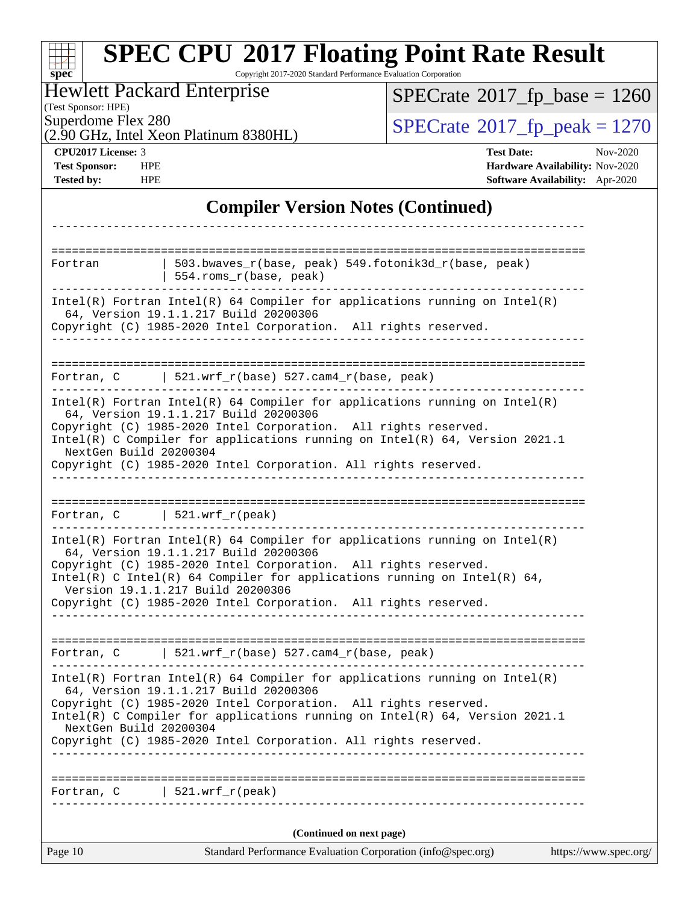# SPEC CPU 2017 Floating Point Rate Result

Copyright 2017-2020 Standard Performance Evaluation Corporation

**Hewlett Packard Enterprise**
(Test Sponsor: HPE)
Superdome Flex 280
(2.90 GHz, Intel Xeon Platinum 8380HL)

SPECrate 2017_fp_base = 1260
SPECrate 2017_fp_peak = 1270

**CPU2017 License:** 3
**Test Sponsor:** HPE
**Tested by:** HPE

**Test Date:** Nov-2020
**Hardware Availability:** Nov-2020
**Software Availability:** Apr-2020

## Compiler Version Notes (Continued)

```
------------------------------------------------------------------------------

==============================================================================
Fortran         | 503.bwaves_r(base, peak) 549.fotonik3d_r(base, peak)
                | 554.roms_r(base, peak)
------------------------------------------------------------------------------
Intel(R) Fortran Intel(R) 64 Compiler for applications running on Intel(R)
  64, Version 19.1.1.217 Build 20200306
Copyright (C) 1985-2020 Intel Corporation.  All rights reserved.
------------------------------------------------------------------------------

==============================================================================
Fortran, C      | 521.wrf_r(base) 527.cam4_r(base, peak)
------------------------------------------------------------------------------
Intel(R) Fortran Intel(R) 64 Compiler for applications running on Intel(R)
  64, Version 19.1.1.217 Build 20200306
Copyright (C) 1985-2020 Intel Corporation.  All rights reserved.
Intel(R) C Compiler for applications running on Intel(R) 64, Version 2021.1
  NextGen Build 20200304
Copyright (C) 1985-2020 Intel Corporation. All rights reserved.
------------------------------------------------------------------------------

==============================================================================
Fortran, C      | 521.wrf_r(peak)
------------------------------------------------------------------------------
Intel(R) Fortran Intel(R) 64 Compiler for applications running on Intel(R)
  64, Version 19.1.1.217 Build 20200306
Copyright (C) 1985-2020 Intel Corporation.  All rights reserved.
Intel(R) C Intel(R) 64 Compiler for applications running on Intel(R) 64,
  Version 19.1.1.217 Build 20200306
Copyright (C) 1985-2020 Intel Corporation.  All rights reserved.
------------------------------------------------------------------------------

==============================================================================
Fortran, C      | 521.wrf_r(base) 527.cam4_r(base, peak)
------------------------------------------------------------------------------
Intel(R) Fortran Intel(R) 64 Compiler for applications running on Intel(R)
  64, Version 19.1.1.217 Build 20200306
Copyright (C) 1985-2020 Intel Corporation.  All rights reserved.
Intel(R) C Compiler for applications running on Intel(R) 64, Version 2021.1
  NextGen Build 20200304
Copyright (C) 1985-2020 Intel Corporation. All rights reserved.
------------------------------------------------------------------------------

==============================================================================
Fortran, C      | 521.wrf_r(peak)
------------------------------------------------------------------------------
```

(Continued on next page)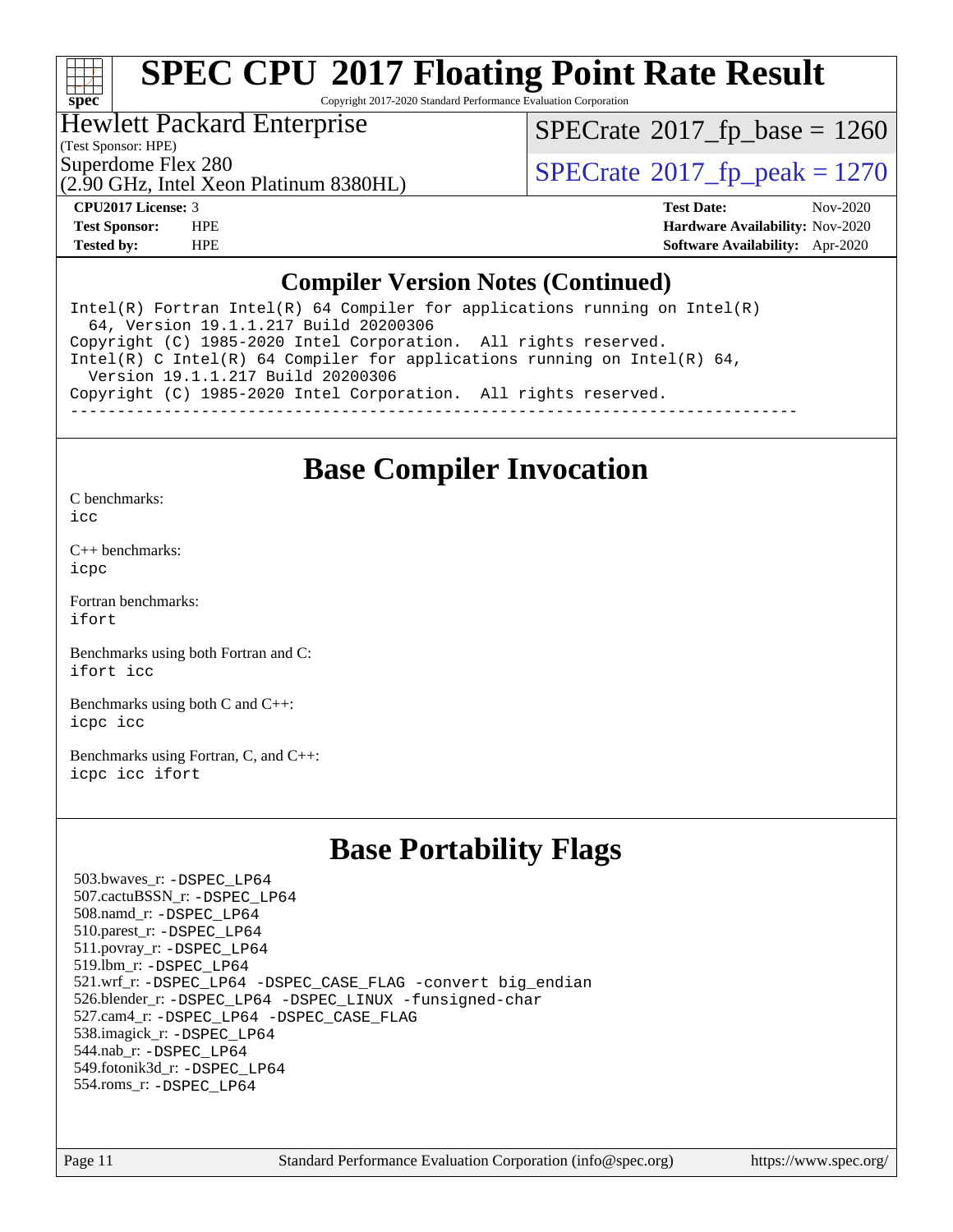# SPEC CPU 2017 Floating Point Rate Result

Copyright 2017-2020 Standard Performance Evaluation Corporation

Hewlett Packard Enterprise
(Test Sponsor: HPE)
Superdome Flex 280
(2.90 GHz, Intel Xeon Platinum 8380HL)

SPECrate 2017_fp_base = 1260

SPECrate 2017_fp_peak = 1270

**CPU2017 License:** 3
**Test Sponsor:** HPE
**Tested by:** HPE

**Test Date:** Nov-2020
**Hardware Availability:** Nov-2020
**Software Availability:** Apr-2020

## Compiler Version Notes (Continued)

```
Intel(R) Fortran Intel(R) 64 Compiler for applications running on Intel(R)
  64, Version 19.1.1.217 Build 20200306
Copyright (C) 1985-2020 Intel Corporation.  All rights reserved.
Intel(R) C Intel(R) 64 Compiler for applications running on Intel(R) 64,
  Version 19.1.1.217 Build 20200306
Copyright (C) 1985-2020 Intel Corporation.  All rights reserved.
------------------------------------------------------------------------------
```

## Base Compiler Invocation

C benchmarks:
icc

C++ benchmarks:
icpc

Fortran benchmarks:
ifort

Benchmarks using both Fortran and C:
ifort icc

Benchmarks using both C and C++:
icpc icc

Benchmarks using Fortran, C, and C++:
icpc icc ifort

## Base Portability Flags

503.bwaves_r: -DSPEC_LP64
507.cactuBSSN_r: -DSPEC_LP64
508.namd_r: -DSPEC_LP64
510.parest_r: -DSPEC_LP64
511.povray_r: -DSPEC_LP64
519.lbm_r: -DSPEC_LP64
521.wrf_r: -DSPEC_LP64 -DSPEC_CASE_FLAG -convert big_endian
526.blender_r: -DSPEC_LP64 -DSPEC_LINUX -funsigned-char
527.cam4_r: -DSPEC_LP64 -DSPEC_CASE_FLAG
538.imagick_r: -DSPEC_LP64
544.nab_r: -DSPEC_LP64
549.fotonik3d_r: -DSPEC_LP64
554.roms_r: -DSPEC_LP64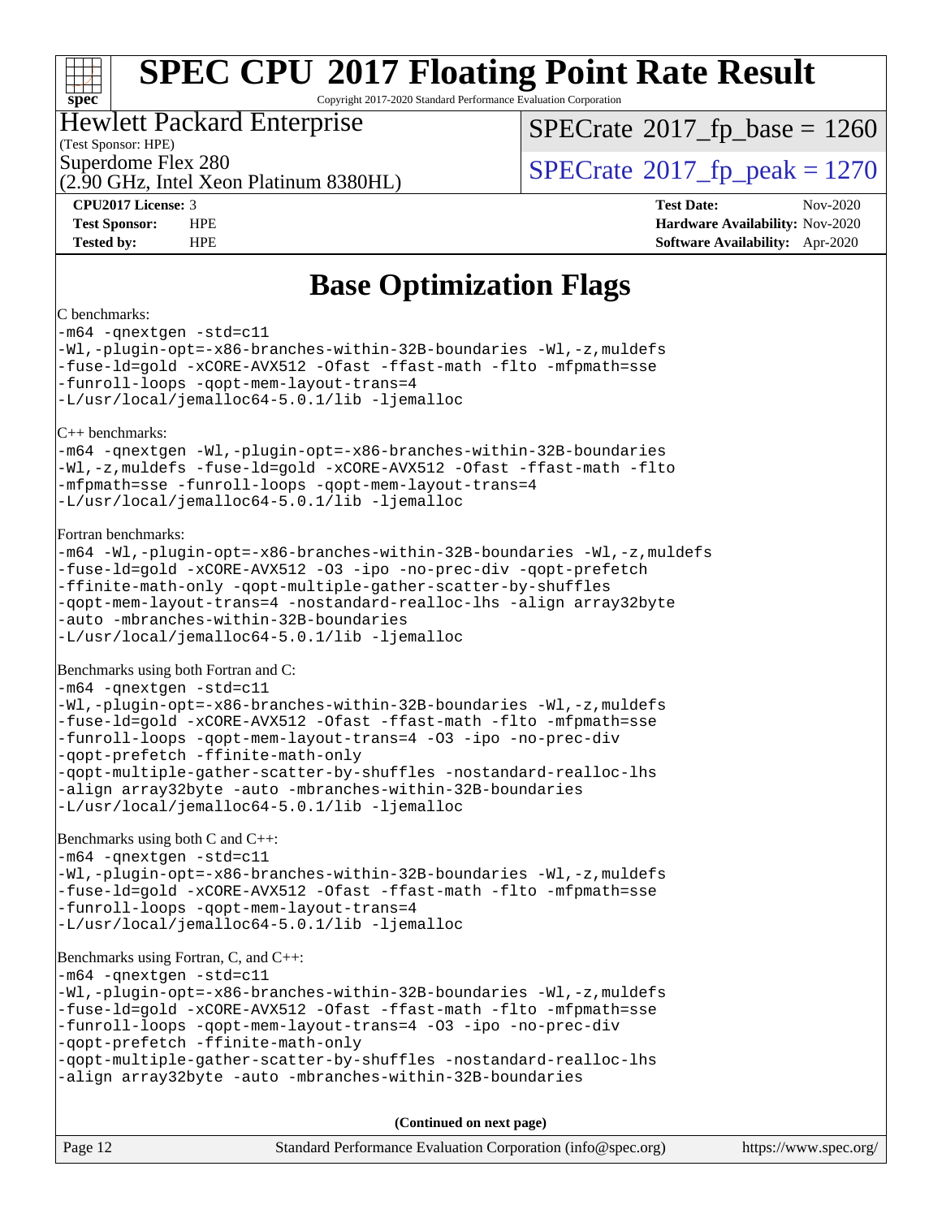# SPEC CPU 2017 Floating Point Rate Result

Copyright 2017-2020 Standard Performance Evaluation Corporation

**Hewlett Packard Enterprise**
(Test Sponsor: HPE)
Superdome Flex 280
(2.90 GHz, Intel Xeon Platinum 8380HL)

SPECrate 2017_fp_base = 1260

SPECrate 2017_fp_peak = 1270

**CPU2017 License:** 3
**Test Sponsor:** HPE
**Tested by:** HPE

**Test Date:** Nov-2020
**Hardware Availability:** Nov-2020
**Software Availability:** Apr-2020

## Base Optimization Flags

C benchmarks:

```
-m64 -qnextgen -std=c11
-Wl,-plugin-opt=-x86-branches-within-32B-boundaries -Wl,-z,muldefs
-fuse-ld=gold -xCORE-AVX512 -Ofast -ffast-math -flto -mfpmath=sse
-funroll-loops -qopt-mem-layout-trans=4
-L/usr/local/jemalloc64-5.0.1/lib -ljemalloc
```

C++ benchmarks:

```
-m64 -qnextgen -Wl,-plugin-opt=-x86-branches-within-32B-boundaries
-Wl,-z,muldefs -fuse-ld=gold -xCORE-AVX512 -Ofast -ffast-math -flto
-mfpmath=sse -funroll-loops -qopt-mem-layout-trans=4
-L/usr/local/jemalloc64-5.0.1/lib -ljemalloc
```

Fortran benchmarks:

```
-m64 -Wl,-plugin-opt=-x86-branches-within-32B-boundaries -Wl,-z,muldefs
-fuse-ld=gold -xCORE-AVX512 -O3 -ipo -no-prec-div -qopt-prefetch
-ffinite-math-only -qopt-multiple-gather-scatter-by-shuffles
-qopt-mem-layout-trans=4 -nostandard-realloc-lhs -align array32byte
-auto -mbranches-within-32B-boundaries
-L/usr/local/jemalloc64-5.0.1/lib -ljemalloc
```

Benchmarks using both Fortran and C:

```
-m64 -qnextgen -std=c11
-Wl,-plugin-opt=-x86-branches-within-32B-boundaries -Wl,-z,muldefs
-fuse-ld=gold -xCORE-AVX512 -Ofast -ffast-math -flto -mfpmath=sse
-funroll-loops -qopt-mem-layout-trans=4 -O3 -ipo -no-prec-div
-qopt-prefetch -ffinite-math-only
-qopt-multiple-gather-scatter-by-shuffles -nostandard-realloc-lhs
-align array32byte -auto -mbranches-within-32B-boundaries
-L/usr/local/jemalloc64-5.0.1/lib -ljemalloc
```

Benchmarks using both C and C++:

```
-m64 -qnextgen -std=c11
-Wl,-plugin-opt=-x86-branches-within-32B-boundaries -Wl,-z,muldefs
-fuse-ld=gold -xCORE-AVX512 -Ofast -ffast-math -flto -mfpmath=sse
-funroll-loops -qopt-mem-layout-trans=4
-L/usr/local/jemalloc64-5.0.1/lib -ljemalloc
```

Benchmarks using Fortran, C, and C++:

```
-m64 -qnextgen -std=c11
-Wl,-plugin-opt=-x86-branches-within-32B-boundaries -Wl,-z,muldefs
-fuse-ld=gold -xCORE-AVX512 -Ofast -ffast-math -flto -mfpmath=sse
-funroll-loops -qopt-mem-layout-trans=4 -O3 -ipo -no-prec-div
-qopt-prefetch -ffinite-math-only
-qopt-multiple-gather-scatter-by-shuffles -nostandard-realloc-lhs
-align array32byte -auto -mbranches-within-32B-boundaries
```

**(Continued on next page)**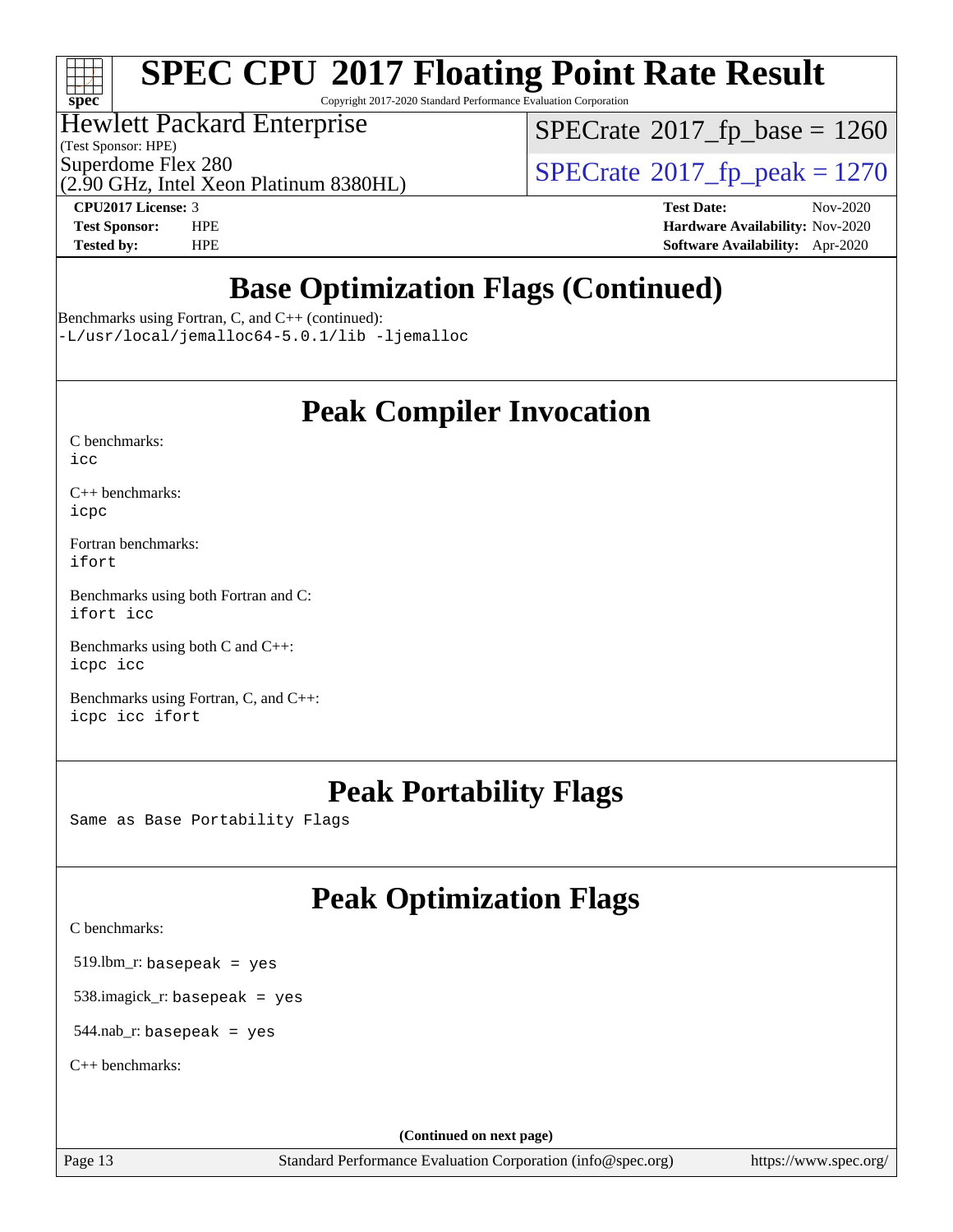## Base Optimization Flags (Continued)

Benchmarks using Fortran, C, and C++ (continued):

```
-L/usr/local/jemalloc64-5.0.1/lib -ljemalloc
```

## Peak Compiler Invocation

C benchmarks:

```
icc
```

C++ benchmarks:

```
icpc
```

Fortran benchmarks:

```
ifort
```

Benchmarks using both Fortran and C:

```
ifort icc
```

Benchmarks using both C and C++:

```
icpc icc
```

Benchmarks using Fortran, C, and C++:

```
icpc icc ifort
```

## Peak Portability Flags

Same as Base Portability Flags

## Peak Optimization Flags

C benchmarks:

519.lbm_r: `basepeak = yes`

538.imagick_r: `basepeak = yes`

544.nab_r: `basepeak = yes`

C++ benchmarks:

(Continued on next page)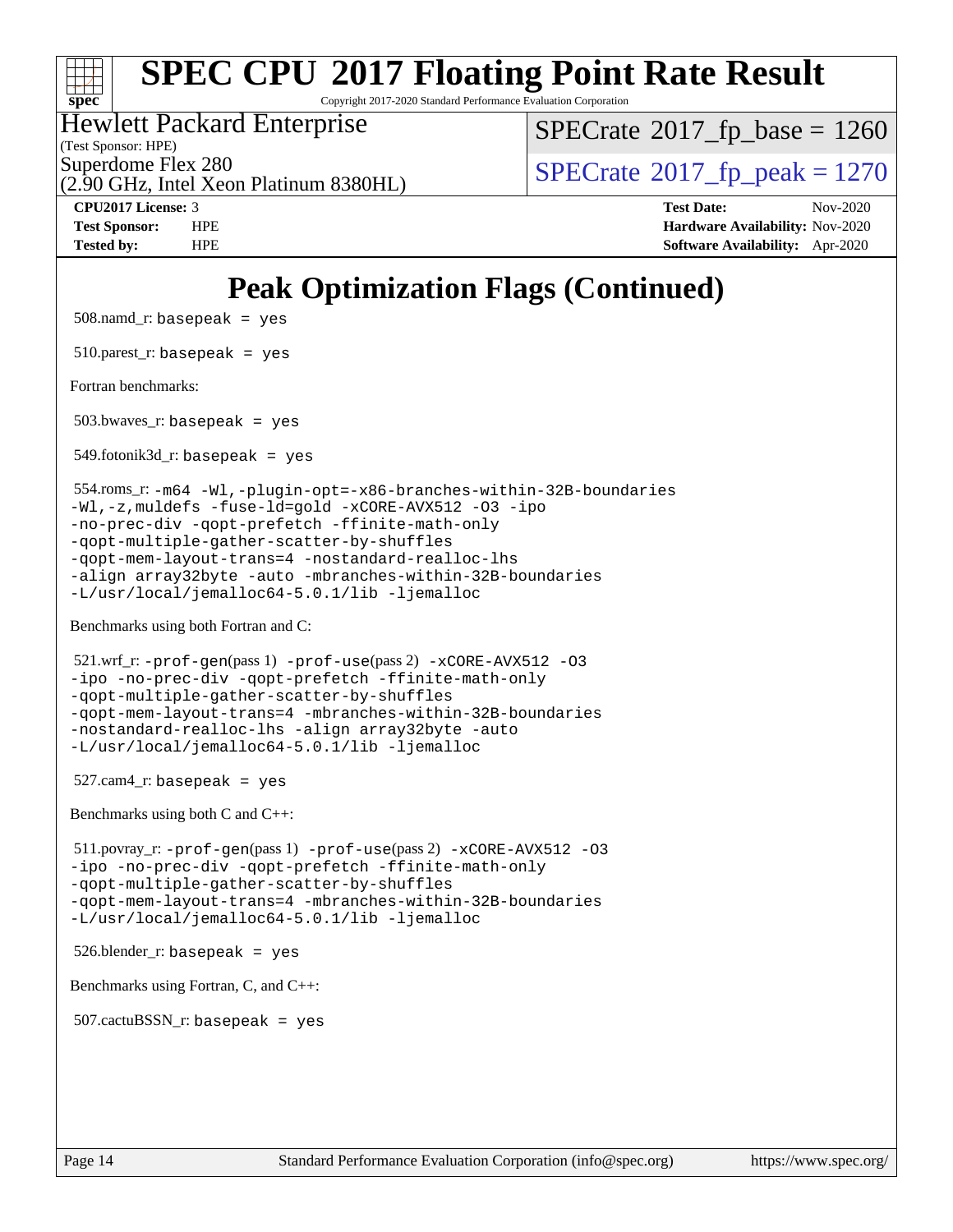# SPEC CPU 2017 Floating Point Rate Result

Copyright 2017-2020 Standard Performance Evaluation Corporation

Hewlett Packard Enterprise
(Test Sponsor: HPE)
Superdome Flex 280
(2.90 GHz, Intel Xeon Platinum 8380HL)

SPECrate 2017_fp_base = 1260
SPECrate 2017_fp_peak = 1270

**CPU2017 License:** 3
**Test Sponsor:** HPE
**Tested by:** HPE

**Test Date:** Nov-2020
**Hardware Availability:** Nov-2020
**Software Availability:** Apr-2020

## Peak Optimization Flags (Continued)

508.namd_r: `basepeak = yes`

510.parest_r: `basepeak = yes`

Fortran benchmarks:

503.bwaves_r: `basepeak = yes`

549.fotonik3d_r: `basepeak = yes`

554.roms_r:
```
-m64 -Wl,-plugin-opt=-x86-branches-within-32B-boundaries
-Wl,-z,muldefs -fuse-ld=gold -xCORE-AVX512 -O3 -ipo
-no-prec-div -qopt-prefetch -ffinite-math-only
-qopt-multiple-gather-scatter-by-shuffles
-qopt-mem-layout-trans=4 -nostandard-realloc-lhs
-align array32byte -auto -mbranches-within-32B-boundaries
-L/usr/local/jemalloc64-5.0.1/lib -ljemalloc
```

Benchmarks using both Fortran and C:

521.wrf_r:
```
-prof-gen(pass 1) -prof-use(pass 2) -xCORE-AVX512 -O3
-ipo -no-prec-div -qopt-prefetch -ffinite-math-only
-qopt-multiple-gather-scatter-by-shuffles
-qopt-mem-layout-trans=4 -mbranches-within-32B-boundaries
-nostandard-realloc-lhs -align array32byte -auto
-L/usr/local/jemalloc64-5.0.1/lib -ljemalloc
```

527.cam4_r: `basepeak = yes`

Benchmarks using both C and C++:

511.povray_r:
```
-prof-gen(pass 1) -prof-use(pass 2) -xCORE-AVX512 -O3
-ipo -no-prec-div -qopt-prefetch -ffinite-math-only
-qopt-multiple-gather-scatter-by-shuffles
-qopt-mem-layout-trans=4 -mbranches-within-32B-boundaries
-L/usr/local/jemalloc64-5.0.1/lib -ljemalloc
```

526.blender_r: `basepeak = yes`

Benchmarks using Fortran, C, and C++:

507.cactuBSSN_r: `basepeak = yes`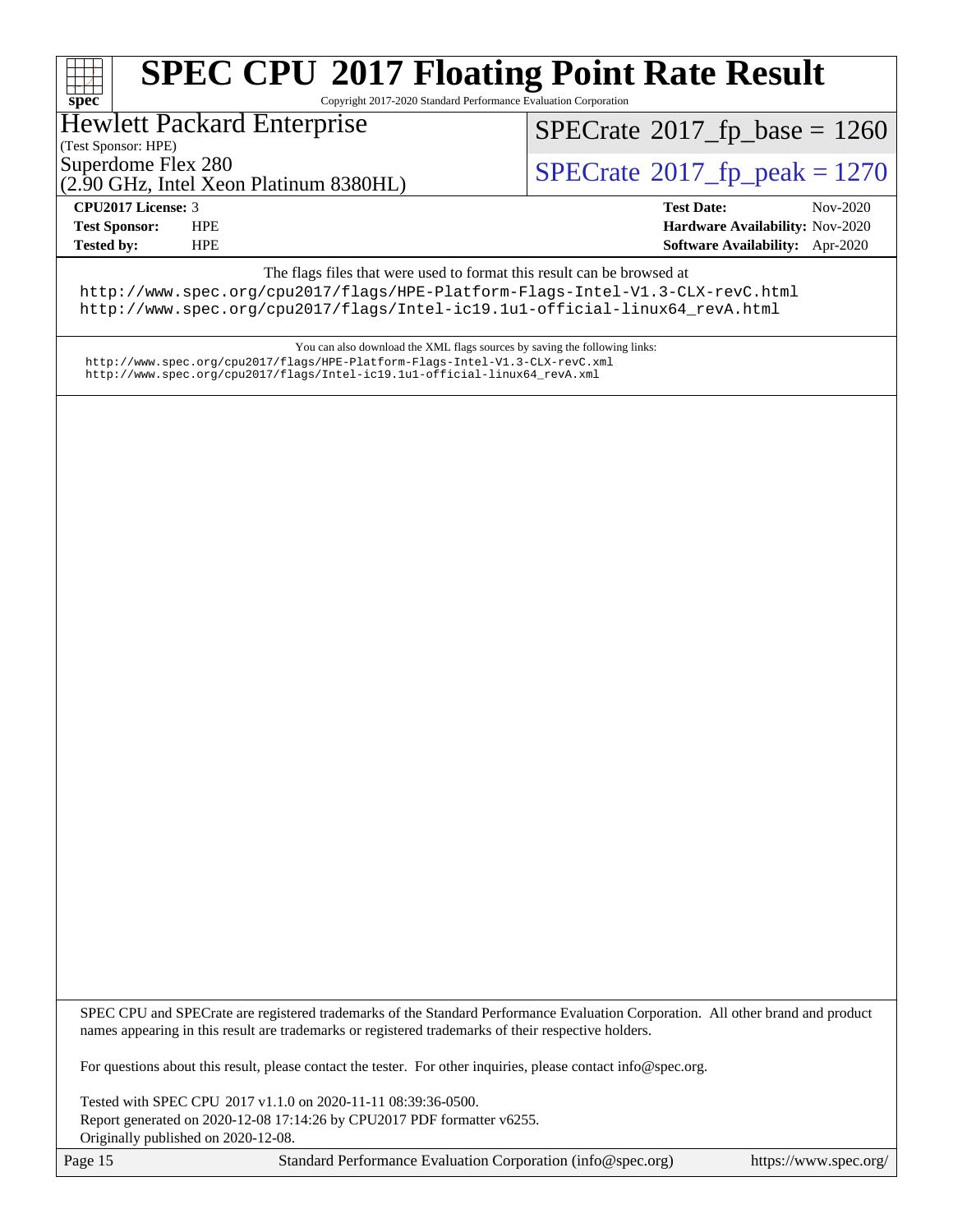The flags files that were used to format this result can be browsed at

http://www.spec.org/cpu2017/flags/HPE-Platform-Flags-Intel-V1.3-CLX-revC.html
http://www.spec.org/cpu2017/flags/Intel-ic19.1u1-official-linux64_revA.html

You can also download the XML flags sources by saving the following links:

http://www.spec.org/cpu2017/flags/HPE-Platform-Flags-Intel-V1.3-CLX-revC.xml
http://www.spec.org/cpu2017/flags/Intel-ic19.1u1-official-linux64_revA.xml

SPEC CPU and SPECrate are registered trademarks of the Standard Performance Evaluation Corporation. All other brand and product names appearing in this result are trademarks or registered trademarks of their respective holders.

For questions about this result, please contact the tester. For other inquiries, please contact info@spec.org.

Tested with SPEC CPU 2017 v1.1.0 on 2020-11-11 08:39:36-0500.
Report generated on 2020-12-08 17:14:26 by CPU2017 PDF formatter v6255.
Originally published on 2020-12-08.